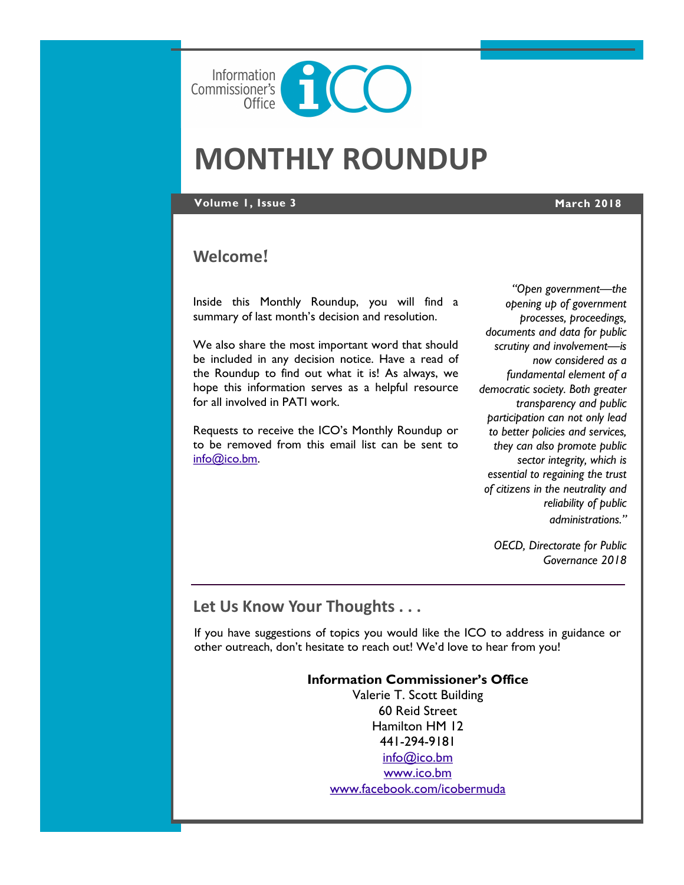Information Commissioner's Office

# MONTHLY ROUNDUP

**Volume 1, Issue 3** **March 2018**

## Welcome!

Inside this Monthly Roundup, you will find a summary of last month's decision and resolution.

We also share the most important word that should be included in any decision notice. Have a read of the Roundup to find out what it is! As always, we hope this information serves as a helpful resource for all involved in PATI work.

Requests to receive the ICO's Monthly Roundup or to be removed from this email list can be sent to info@ico.bm.

*"Open government—the opening up of government processes, proceedings, documents and data for public scrutiny and involvement—is now considered as a fundamental element of a democratic society. Both greater transparency and public participation can not only lead to better policies and services, they can also promote public sector integrity, which is essential to regaining the trust of citizens in the neutrality and reliability of public administrations."*

*OECD, Directorate for Public Governance 2018*

---

## Let Us Know Your Thoughts . . .

If you have suggestions of topics you would like the ICO to address in guidance or other outreach, don't hesitate to reach out! We'd love to hear from you!

**Information Commissioner's Office**
Valerie T. Scott Building
60 Reid Street
Hamilton HM 12
441-294-9181
info@ico.bm
www.ico.bm
www.facebook.com/icobermuda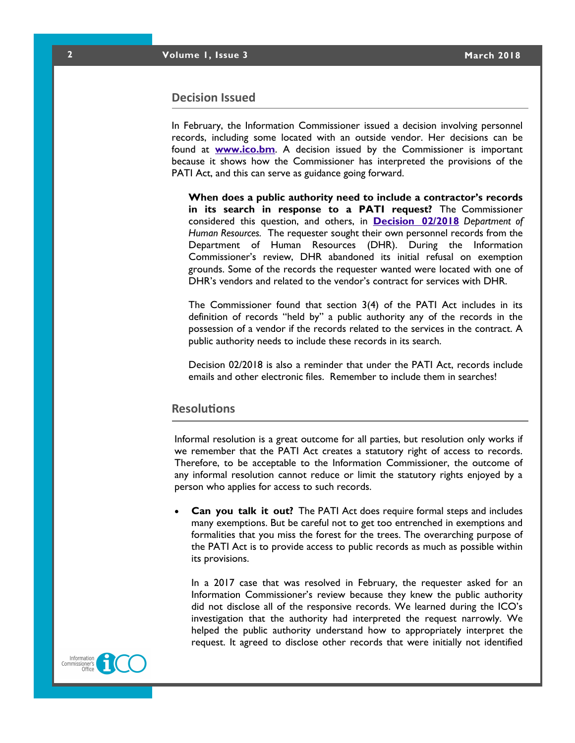## Decision Issued

In February, the Information Commissioner issued a decision involving personnel records, including some located with an outside vendor. Her decisions can be found at **www.ico.bm**. A decision issued by the Commissioner is important because it shows how the Commissioner has interpreted the provisions of the PATI Act, and this can serve as guidance going forward.

**When does a public authority need to include a contractor's records in its search in response to a PATI request?** The Commissioner considered this question, and others, in **Decision 02/2018** *Department of Human Resources.* The requester sought their own personnel records from the Department of Human Resources (DHR). During the Information Commissioner's review, DHR abandoned its initial refusal on exemption grounds. Some of the records the requester wanted were located with one of DHR's vendors and related to the vendor's contract for services with DHR.

The Commissioner found that section 3(4) of the PATI Act includes in its definition of records "held by" a public authority any of the records in the possession of a vendor if the records related to the services in the contract. A public authority needs to include these records in its search.

Decision 02/2018 is also a reminder that under the PATI Act, records include emails and other electronic files. Remember to include them in searches!

## Resolutions

Informal resolution is a great outcome for all parties, but resolution only works if we remember that the PATI Act creates a statutory right of access to records. Therefore, to be acceptable to the Information Commissioner, the outcome of any informal resolution cannot reduce or limit the statutory rights enjoyed by a person who applies for access to such records.

- **Can you talk it out?** The PATI Act does require formal steps and includes many exemptions. But be careful not to get too entrenched in exemptions and formalities that you miss the forest for the trees. The overarching purpose of the PATI Act is to provide access to public records as much as possible within its provisions.

  In a 2017 case that was resolved in February, the requester asked for an Information Commissioner's review because they knew the public authority did not disclose all of the responsive records. We learned during the ICO's investigation that the authority had interpreted the request narrowly. We helped the public authority understand how to appropriately interpret the request. It agreed to disclose other records that were initially not identified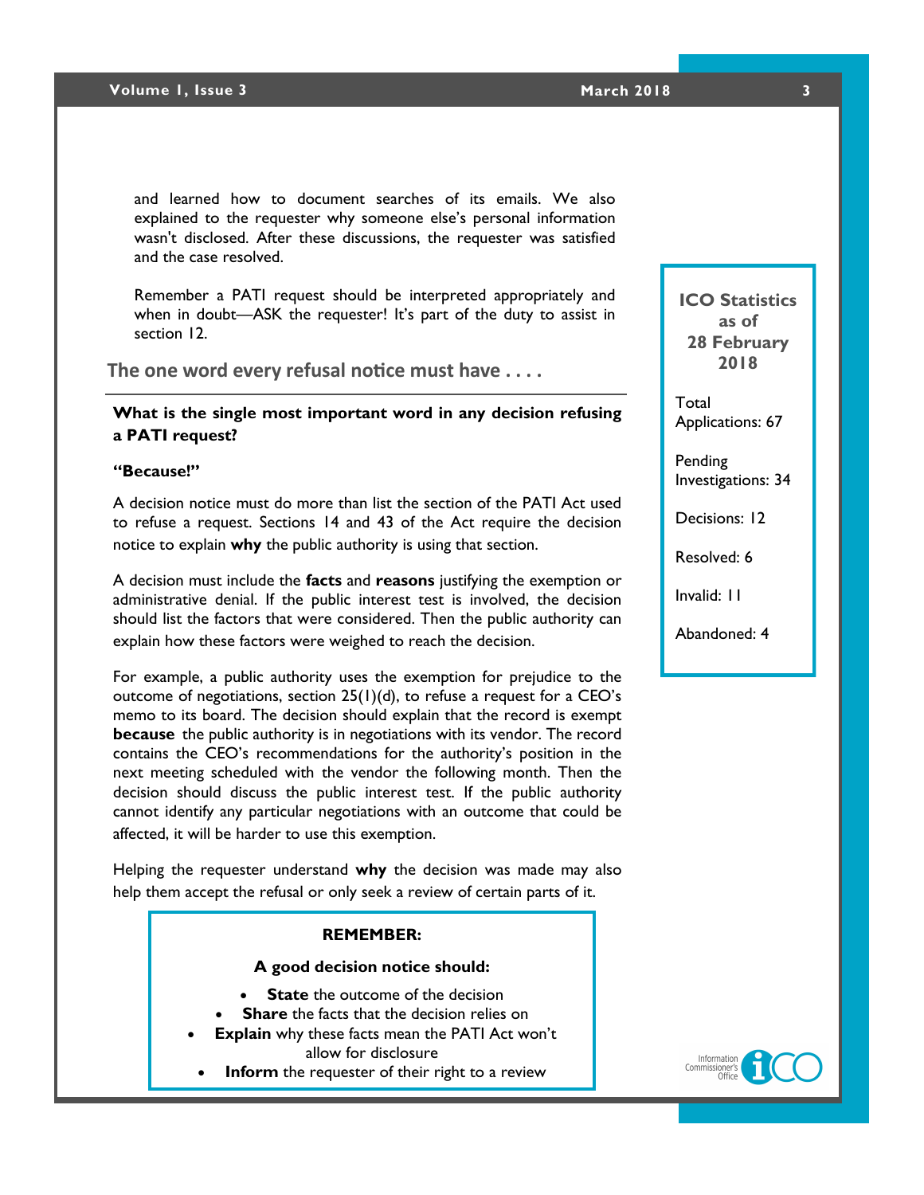and learned how to document searches of its emails. We also explained to the requester why someone else's personal information wasn't disclosed. After these discussions, the requester was satisfied and the case resolved.

Remember a PATI request should be interpreted appropriately and when in doubt—ASK the requester! It's part of the duty to assist in section 12.

## The one word every refusal notice must have . . . .

**What is the single most important word in any decision refusing a PATI request?**

**"Because!"**

A decision notice must do more than list the section of the PATI Act used to refuse a request. Sections 14 and 43 of the Act require the decision notice to explain **why** the public authority is using that section.

A decision must include the **facts** and **reasons** justifying the exemption or administrative denial. If the public interest test is involved, the decision should list the factors that were considered. Then the public authority can explain how these factors were weighed to reach the decision.

For example, a public authority uses the exemption for prejudice to the outcome of negotiations, section 25(1)(d), to refuse a request for a CEO's memo to its board. The decision should explain that the record is exempt **because** the public authority is in negotiations with its vendor. The record contains the CEO's recommendations for the authority's position in the next meeting scheduled with the vendor the following month. Then the decision should discuss the public interest test. If the public authority cannot identify any particular negotiations with an outcome that could be affected, it will be harder to use this exemption.

Helping the requester understand **why** the decision was made may also help them accept the refusal or only seek a review of certain parts of it.

**REMEMBER:**

**A good decision notice should:**

- **State** the outcome of the decision
- **Share** the facts that the decision relies on
- **Explain** why these facts mean the PATI Act won't allow for disclosure
- **Inform** the requester of their right to a review

### ICO Statistics as of 28 February 2018

Total Applications: 67

Pending Investigations: 34

Decisions: 12

Resolved: 6

Invalid: 11

Abandoned: 4